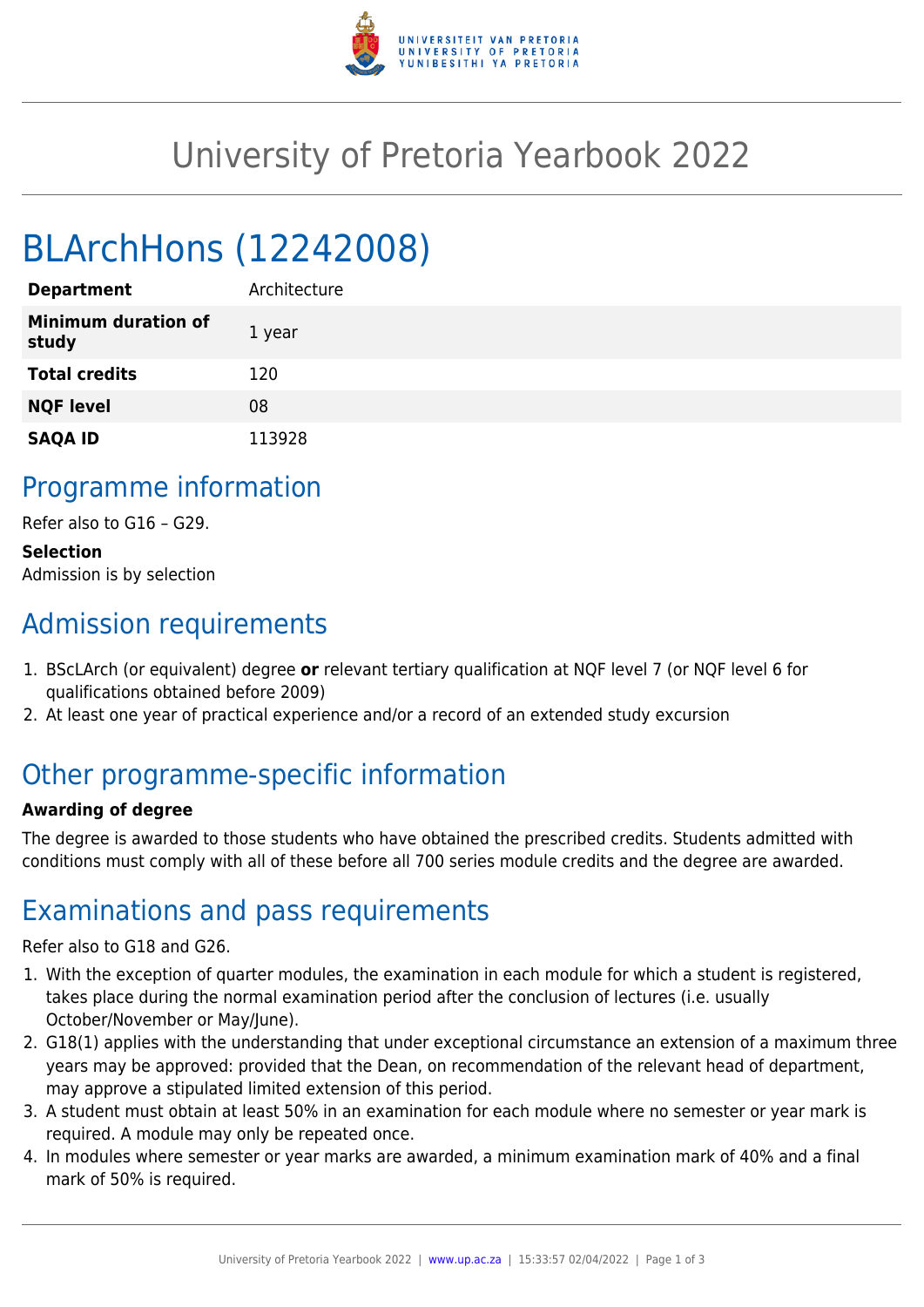# University of Pretoria Yearbook 2022

# BLArchHons (12242008)

| | |
|---|---|
| **Department** | Architecture |
| **Minimum duration of study** | 1 year |
| **Total credits** | 120 |
| **NQF level** | 08 |
| **SAQA ID** | 113928 |

## Programme information

Refer also to G16 – G29.

**Selection**
Admission is by selection

## Admission requirements

1. BScLArch (or equivalent) degree **or** relevant tertiary qualification at NQF level 7 (or NQF level 6 for qualifications obtained before 2009)
2. At least one year of practical experience and/or a record of an extended study excursion

## Other programme-specific information

**Awarding of degree**

The degree is awarded to those students who have obtained the prescribed credits. Students admitted with conditions must comply with all of these before all 700 series module credits and the degree are awarded.

## Examinations and pass requirements

Refer also to G18 and G26.

1. With the exception of quarter modules, the examination in each module for which a student is registered, takes place during the normal examination period after the conclusion of lectures (i.e. usually October/November or May/June).
2. G18(1) applies with the understanding that under exceptional circumstance an extension of a maximum three years may be approved: provided that the Dean, on recommendation of the relevant head of department, may approve a stipulated limited extension of this period.
3. A student must obtain at least 50% in an examination for each module where no semester or year mark is required. A module may only be repeated once.
4. In modules where semester or year marks are awarded, a minimum examination mark of 40% and a final mark of 50% is required.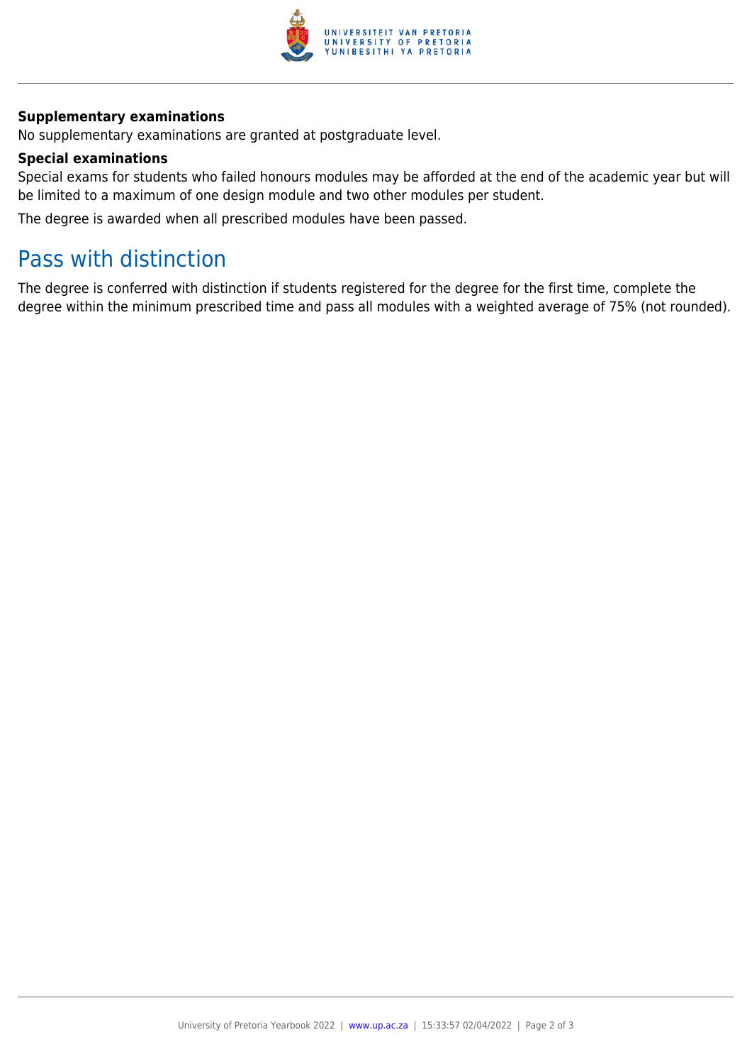### Supplementary examinations

No supplementary examinations are granted at postgraduate level.

### Special examinations

Special exams for students who failed honours modules may be afforded at the end of the academic year but will be limited to a maximum of one design module and two other modules per student.

The degree is awarded when all prescribed modules have been passed.

## Pass with distinction

The degree is conferred with distinction if students registered for the degree for the first time, complete the degree within the minimum prescribed time and pass all modules with a weighted average of 75% (not rounded).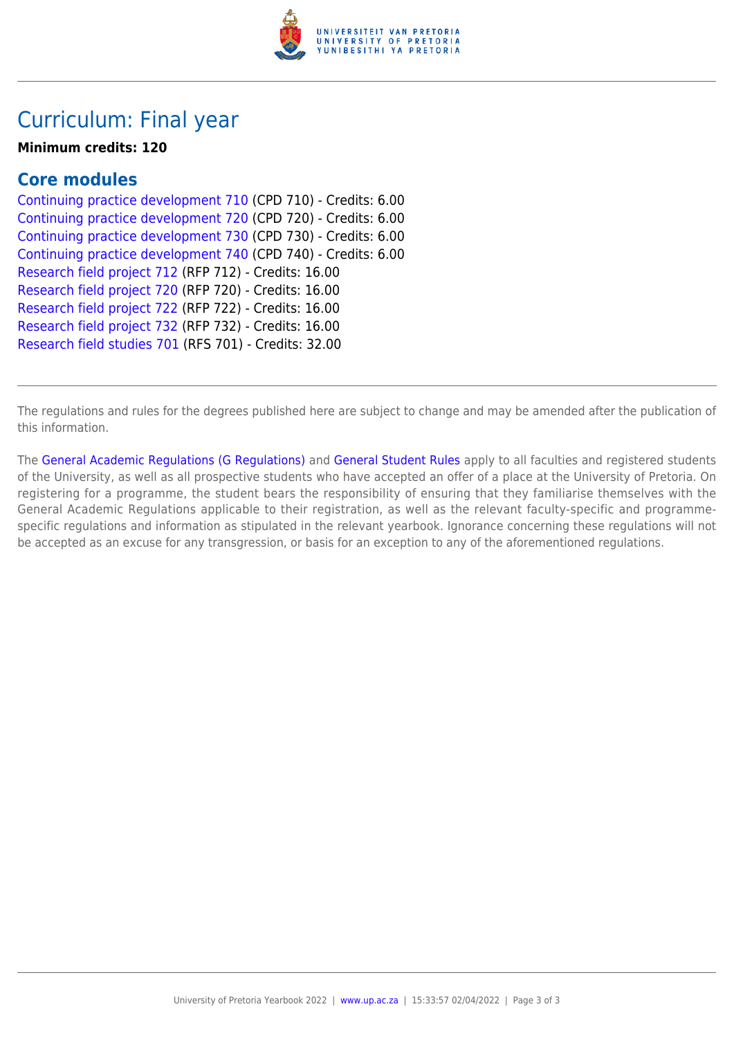# Curriculum: Final year

**Minimum credits: 120**

## Core modules

Continuing practice development 710 (CPD 710) - Credits: 6.00
Continuing practice development 720 (CPD 720) - Credits: 6.00
Continuing practice development 730 (CPD 730) - Credits: 6.00
Continuing practice development 740 (CPD 740) - Credits: 6.00
Research field project 712 (RFP 712) - Credits: 16.00
Research field project 720 (RFP 720) - Credits: 16.00
Research field project 722 (RFP 722) - Credits: 16.00
Research field project 732 (RFP 732) - Credits: 16.00
Research field studies 701 (RFS 701) - Credits: 32.00

---

The regulations and rules for the degrees published here are subject to change and may be amended after the publication of this information.

The General Academic Regulations (G Regulations) and General Student Rules apply to all faculties and registered students of the University, as well as all prospective students who have accepted an offer of a place at the University of Pretoria. On registering for a programme, the student bears the responsibility of ensuring that they familiarise themselves with the General Academic Regulations applicable to their registration, as well as the relevant faculty-specific and programme-specific regulations and information as stipulated in the relevant yearbook. Ignorance concerning these regulations will not be accepted as an excuse for any transgression, or basis for an exception to any of the aforementioned regulations.